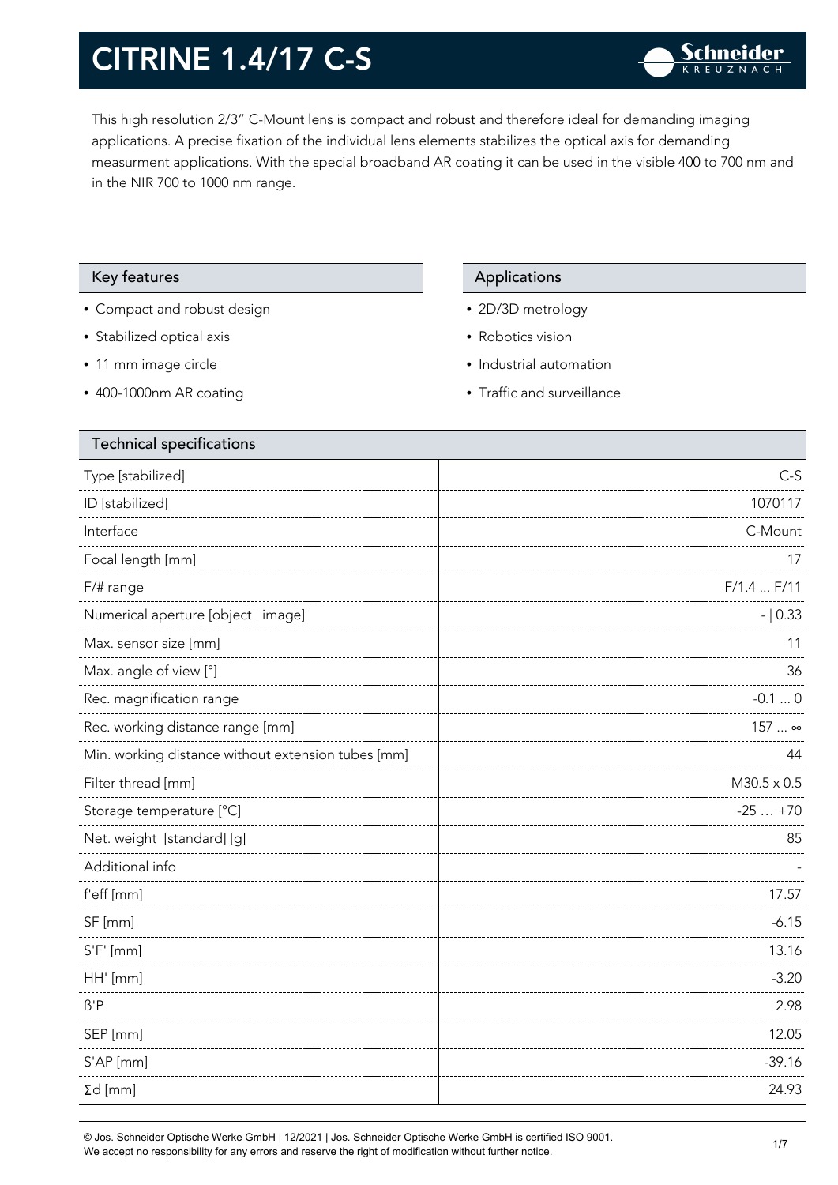# CITRINE 1.4/17 C-S

This high resolution 2/3" C-Mount lens is compact and robust and therefore ideal for demanding imaging applications. A precise fixation of the individual lens elements stabilizes the optical axis for demanding measurment applications. With the special broadband AR coating it can be used in the visible 400 to 700 nm and in the NIR 700 to 1000 nm range.

## Key features

- Compact and robust design
- Stabilized optical axis
- 11 mm image circle
- 400-1000nm AR coating

## Applications

- 2D/3D metrology
- Robotics vision
- Industrial automation
- Traffic and surveillance

## Technical specifications

| Parameter | Value |
|---|---|
| Type [stabilized] | C-S |
| ID [stabilized] | 1070117 |
| Interface | C-Mount |
| Focal length [mm] | 17 |
| F/# range | F/1.4 ... F/11 |
| Numerical aperture [object \| image] | - \| 0.33 |
| Max. sensor size [mm] | 11 |
| Max. angle of view [°] | 36 |
| Rec. magnification range | -0.1 ... 0 |
| Rec. working distance range [mm] | 157 ... ∞ |
| Min. working distance without extension tubes [mm] | 44 |
| Filter thread [mm] | M30.5 x 0.5 |
| Storage temperature [°C] | -25 … +70 |
| Net. weight [standard] [g] | 85 |
| Additional info | - |
| f'eff [mm] | 17.57 |
| SF [mm] | -6.15 |
| S'F' [mm] | 13.16 |
| HH' [mm] | -3.20 |
| ß'P | 2.98 |
| SEP [mm] | 12.05 |
| S'AP [mm] | -39.16 |
| Σd [mm] | 24.93 |

© Jos. Schneider Optische Werke GmbH | 12/2021 | Jos. Schneider Optische Werke GmbH is certified ISO 9001.
We accept no responsibility for any errors and reserve the right of modification without further notice.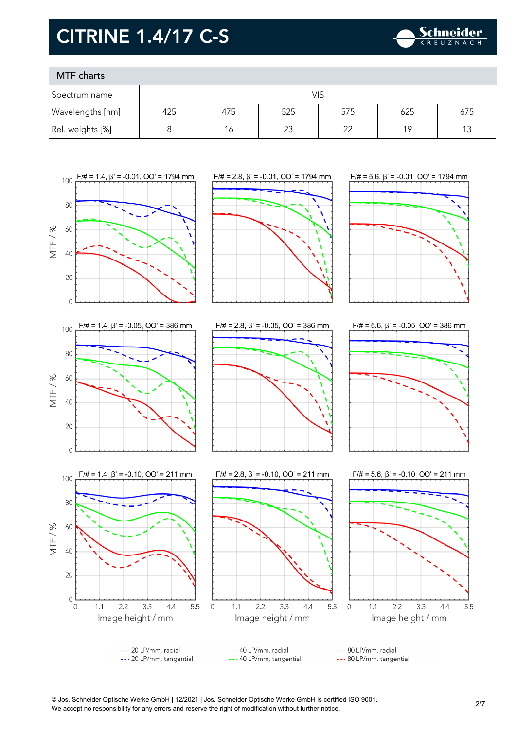# CITRINE 1.4/17 C-S

## MTF charts

| Spectrum name | VIS | | | | | |
|---|---|---|---|---|---|---|
| Wavelengths [nm] | 425 | 475 | 525 | 575 | 625 | 675 |
| Rel. weights [%] | 8 | 16 | 23 | 22 | 19 | 13 |

F/# = 1.4, β' = -0.01, OO' = 1794 mm

F/# = 2.8, β' = -0.01, OO' = 1794 mm

F/# = 5.6, β' = -0.01, OO' = 1794 mm

F/# = 1.4, β' = -0.05, OO' = 386 mm

F/# = 2.8, β' = -0.05, OO' = 386 mm

F/# = 5.6, β' = -0.05, OO' = 386 mm

F/# = 1.4, β' = -0.10, OO' = 211 mm

F/# = 2.8, β' = -0.10, OO' = 211 mm

F/# = 5.6, β' = -0.10, OO' = 211 mm

MTF / %

Image height / mm

— 20 LP/mm, radial
--- 20 LP/mm, tangential
— 40 LP/mm, radial
--- 40 LP/mm, tangential
— 80 LP/mm, radial
--- 80 LP/mm, tangential

© Jos. Schneider Optische Werke GmbH | 12/2021 | Jos. Schneider Optische Werke GmbH is certified ISO 9001.
We accept no responsibility for any errors and reserve the right of modification without further notice.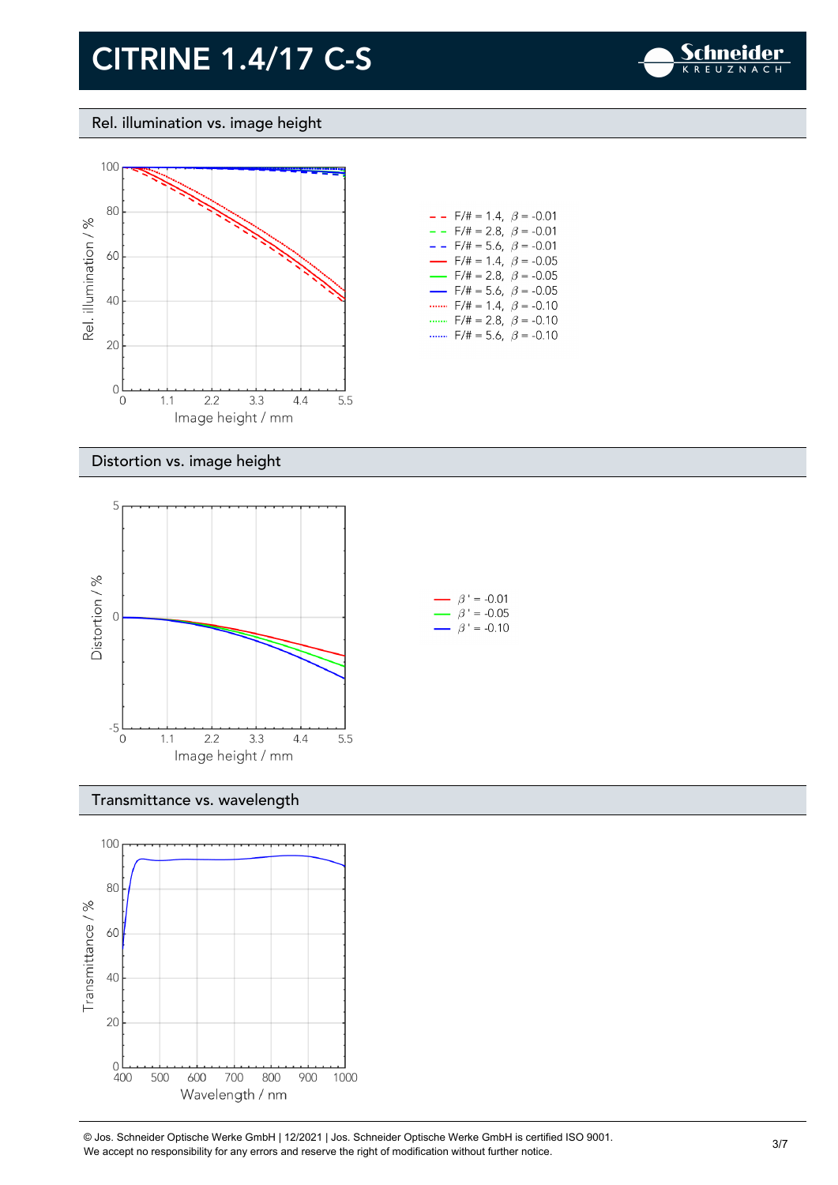# CITRINE 1.4/17 C-S

## Rel. illumination vs. image height

Rel. illumination / %

Image height / mm

- F/# = 1.4, $\beta$ = -0.01
- F/# = 2.8, $\beta$ = -0.01
- F/# = 5.6, $\beta$ = -0.01
- F/# = 1.4, $\beta$ = -0.05
- F/# = 2.8, $\beta$ = -0.05
- F/# = 5.6, $\beta$ = -0.05
- F/# = 1.4, $\beta$ = -0.10
- F/# = 2.8, $\beta$ = -0.10
- F/# = 5.6, $\beta$ = -0.10

## Distortion vs. image height

Distortion / %

Image height / mm

- $\beta'$ = -0.01
- $\beta'$ = -0.05
- $\beta'$ = -0.10

## Transmittance vs. wavelength

Transmittance / %

Wavelength / nm

© Jos. Schneider Optische Werke GmbH | 12/2021 | Jos. Schneider Optische Werke GmbH is certified ISO 9001.
We accept no responsibility for any errors and reserve the right of modification without further notice.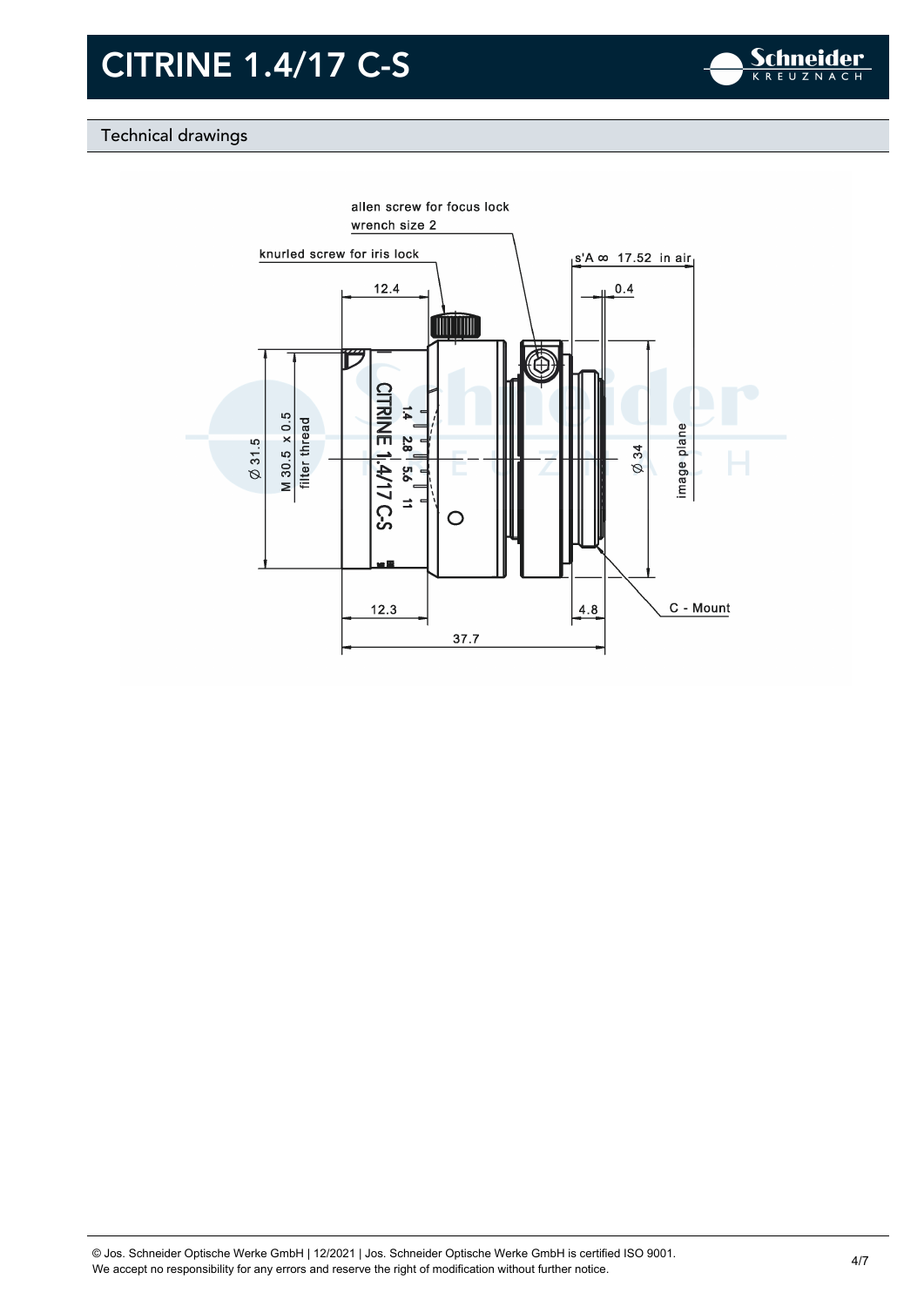# CITRINE 1.4/17 C-S

## Technical drawings

allen screw for focus lock
wrench size 2

knurled screw for iris lock

s'A ∞ 17.52 in air

12.4

0.4

Ø 31.5

M 30.5 x 0.5
filter thread

CITRINE 1.4/17 C-S

1.4 2.8 5.6 11

Ø 34

image plane

12.3

4.8

C - Mount

37.7

© Jos. Schneider Optische Werke GmbH | 12/2021 | Jos. Schneider Optische Werke GmbH is certified ISO 9001.
We accept no responsibility for any errors and reserve the right of modification without further notice.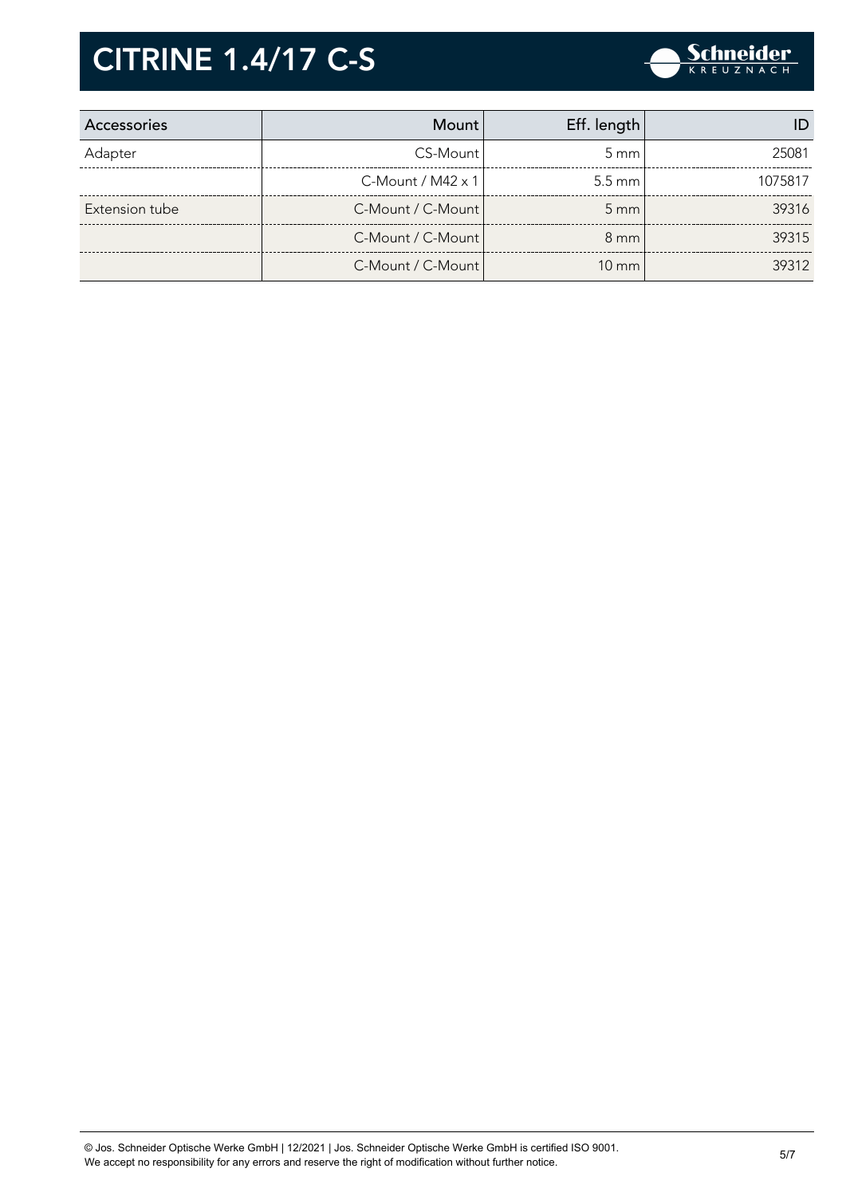# CITRINE 1.4/17 C-S

| Accessories | Mount | Eff. length | ID |
| --- | --- | --- | --- |
| Adapter | CS-Mount | 5 mm | 25081 |
| | C-Mount / M42 x 1 | 5.5 mm | 1075817 |
| Extension tube | C-Mount / C-Mount | 5 mm | 39316 |
| | C-Mount / C-Mount | 8 mm | 39315 |
| | C-Mount / C-Mount | 10 mm | 39312 |

© Jos. Schneider Optische Werke GmbH | 12/2021 | Jos. Schneider Optische Werke GmbH is certified ISO 9001.
We accept no responsibility for any errors and reserve the right of modification without further notice.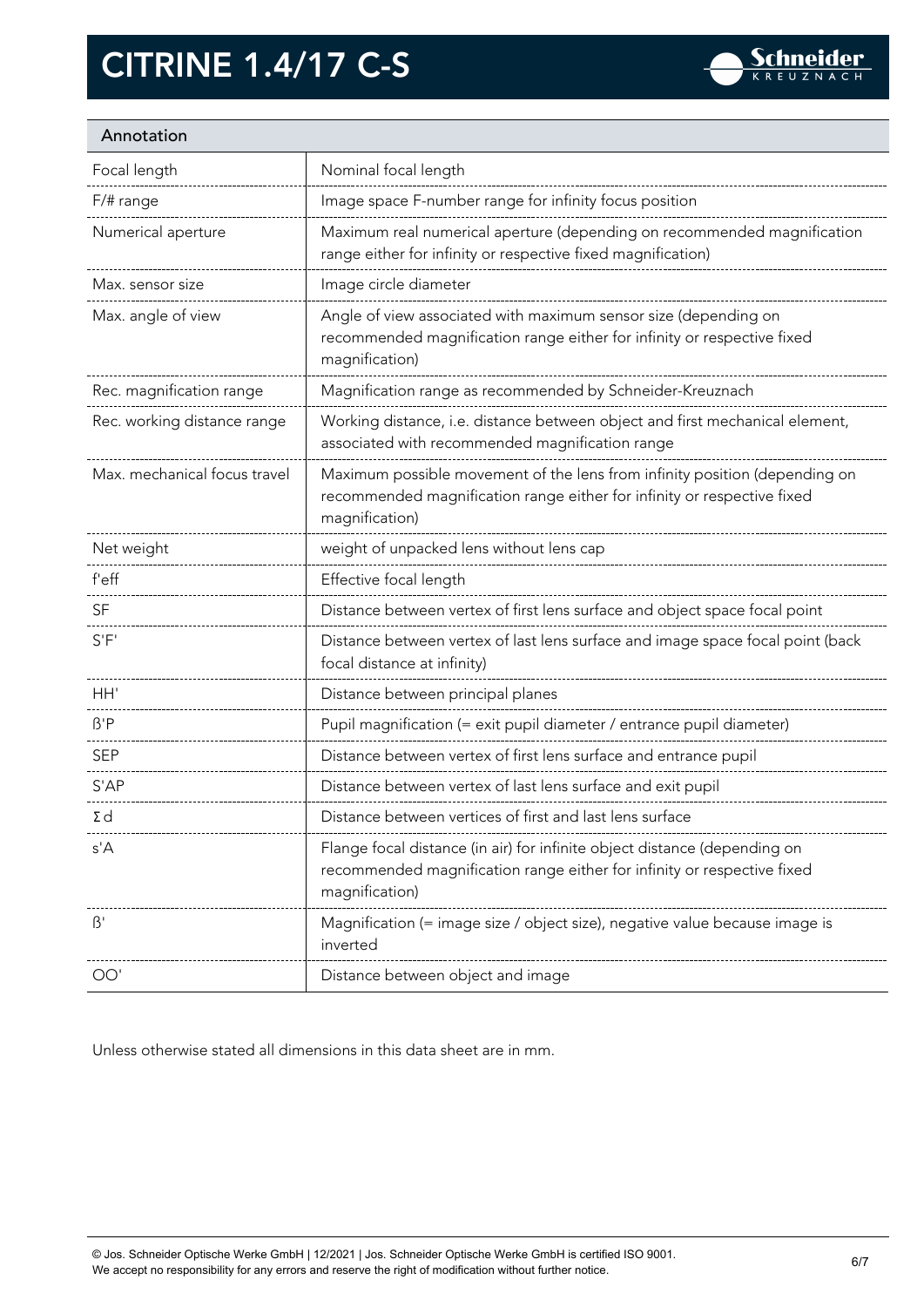# CITRINE 1.4/17 C-S

| Annotation | |
|---|---|
| Focal length | Nominal focal length |
| F/# range | Image space F-number range for infinity focus position |
| Numerical aperture | Maximum real numerical aperture (depending on recommended magnification range either for infinity or respective fixed magnification) |
| Max. sensor size | Image circle diameter |
| Max. angle of view | Angle of view associated with maximum sensor size (depending on recommended magnification range either for infinity or respective fixed magnification) |
| Rec. magnification range | Magnification range as recommended by Schneider-Kreuznach |
| Rec. working distance range | Working distance, i.e. distance between object and first mechanical element, associated with recommended magnification range |
| Max. mechanical focus travel | Maximum possible movement of the lens from infinity position (depending on recommended magnification range either for infinity or respective fixed magnification) |
| Net weight | weight of unpacked lens without lens cap |
| f'eff | Effective focal length |
| SF | Distance between vertex of first lens surface and object space focal point |
| S'F' | Distance between vertex of last lens surface and image space focal point (back focal distance at infinity) |
| HH' | Distance between principal planes |
| ß'P | Pupil magnification (= exit pupil diameter / entrance pupil diameter) |
| SEP | Distance between vertex of first lens surface and entrance pupil |
| S'AP | Distance between vertex of last lens surface and exit pupil |
| Σ d | Distance between vertices of first and last lens surface |
| s'A | Flange focal distance (in air) for infinite object distance (depending on recommended magnification range either for infinity or respective fixed magnification) |
| ß' | Magnification (= image size / object size), negative value because image is inverted |
| OO' | Distance between object and image |

Unless otherwise stated all dimensions in this data sheet are in mm.

© Jos. Schneider Optische Werke GmbH | 12/2021 | Jos. Schneider Optische Werke GmbH is certified ISO 9001.
We accept no responsibility for any errors and reserve the right of modification without further notice.